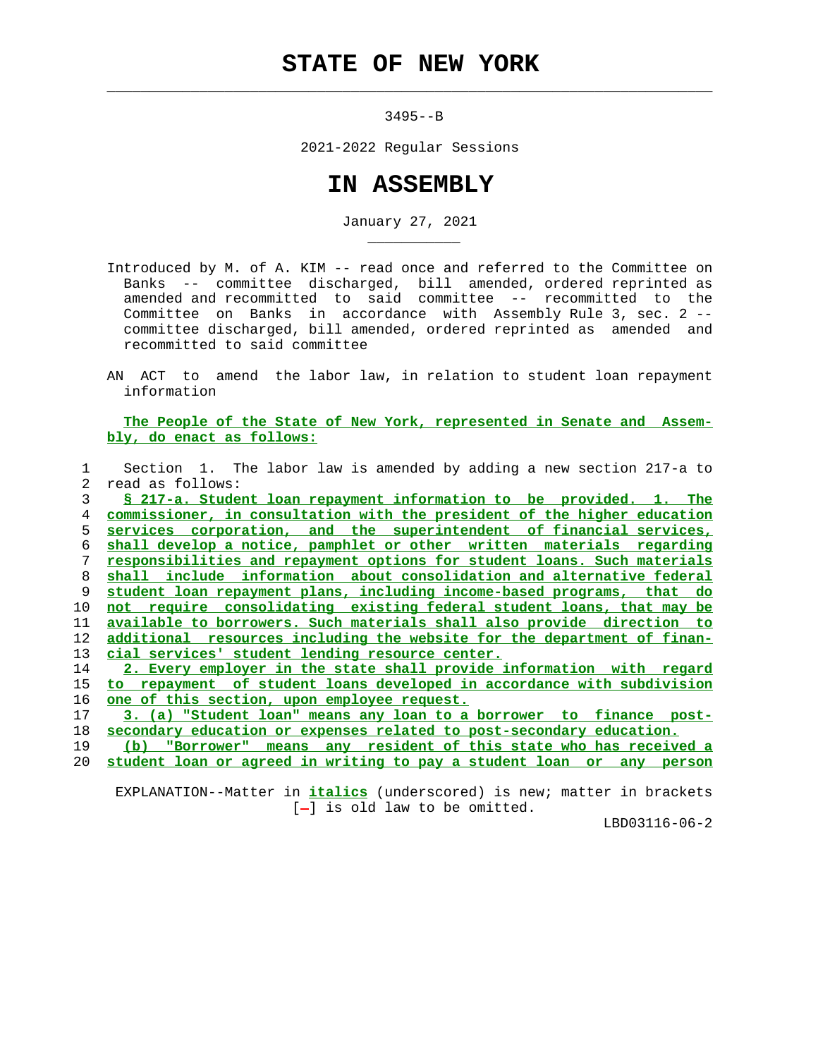# STATE OF NEW YORK

3495--B

2021-2022 Regular Sessions

# IN ASSEMBLY

January 27, 2021

Introduced by M. of A. KIM -- read once and referred to the Committee on Banks -- committee discharged, bill amended, ordered reprinted as amended and recommitted to said committee -- recommitted to the Committee on Banks in accordance with Assembly Rule 3, sec. 2 -- committee discharged, bill amended, ordered reprinted as amended and recommitted to said committee

AN ACT to amend the labor law, in relation to student loan repayment information

**The People of the State of New York, represented in Senate and Assembly, do enact as follows:**

1 Section 1. The labor law is amended by adding a new section 217-a to
2 read as follows:
3 **§ 217-a. Student loan repayment information to be provided. 1. The**
4 **commissioner, in consultation with the president of the higher education**
5 **services corporation, and the superintendent of financial services,**
6 **shall develop a notice, pamphlet or other written materials regarding**
7 **responsibilities and repayment options for student loans. Such materials**
8 **shall include information about consolidation and alternative federal**
9 **student loan repayment plans, including income-based programs, that do**
10 **not require consolidating existing federal student loans, that may be**
11 **available to borrowers. Such materials shall also provide direction to**
12 **additional resources including the website for the department of finan-**
13 **cial services' student lending resource center.**
14 **2. Every employer in the state shall provide information with regard**
15 **to repayment of student loans developed in accordance with subdivision**
16 **one of this section, upon employee request.**
17 **3. (a) "Student loan" means any loan to a borrower to finance post-**
18 **secondary education or expenses related to post-secondary education.**
19 **(b) "Borrower" means any resident of this state who has received a**
20 **student loan or agreed in writing to pay a student loan or any person**

EXPLANATION--Matter in ***italics*** (underscored) is new; matter in brackets [-] is old law to be omitted.

LBD03116-06-2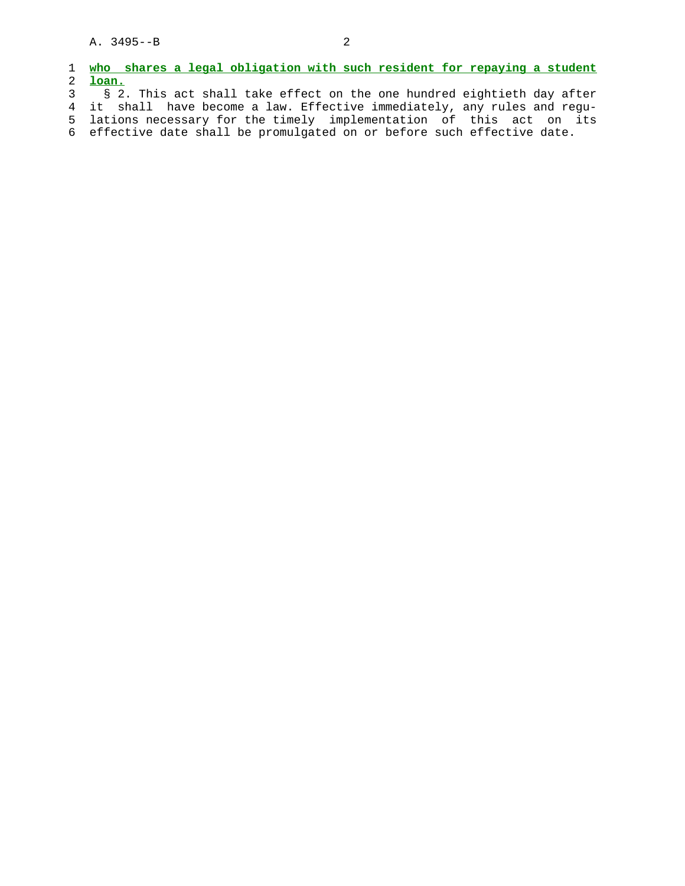**who shares a legal obligation with such resident for repaying a student loan.**

§ 2. This act shall take effect on the one hundred eightieth day after it shall have become a law. Effective immediately, any rules and regulations necessary for the timely implementation of this act on its effective date shall be promulgated on or before such effective date.